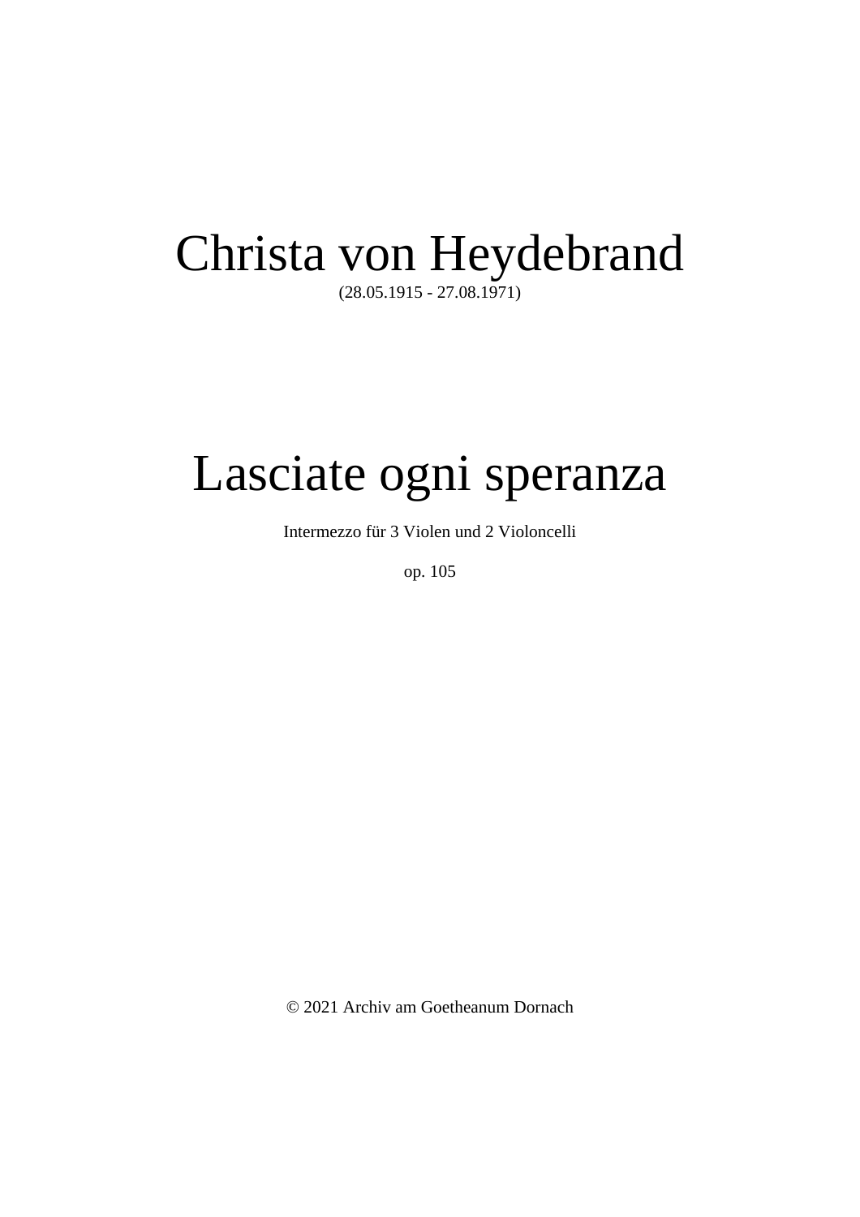# Christa von Heydebrand

(28.05.1915 - 27.08.1971)

# Lasciate ogni speranza

Intermezzo für 3 Violen und 2 Violoncelli

op. 105

© 2021 Archiv am Goetheanum Dornach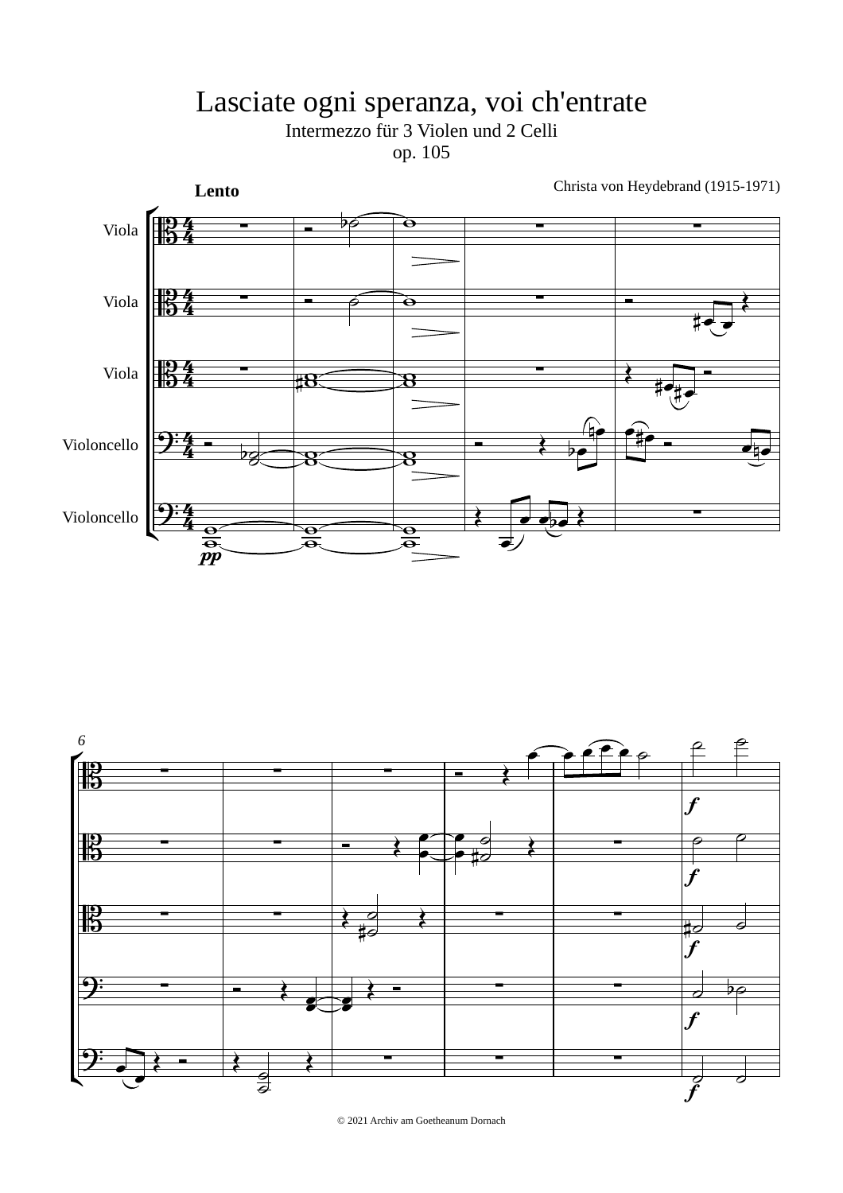# Lasciate ogni speranza, voi ch'entrate

Intermezzo für 3 Violen und 2 Celli

op. 105

Christa von Heydebrand (1915-1971)

**Lento**

Viola

Viola

Viola

Violoncello

Violoncello

© 2021 Archiv am Goetheanum Dornach